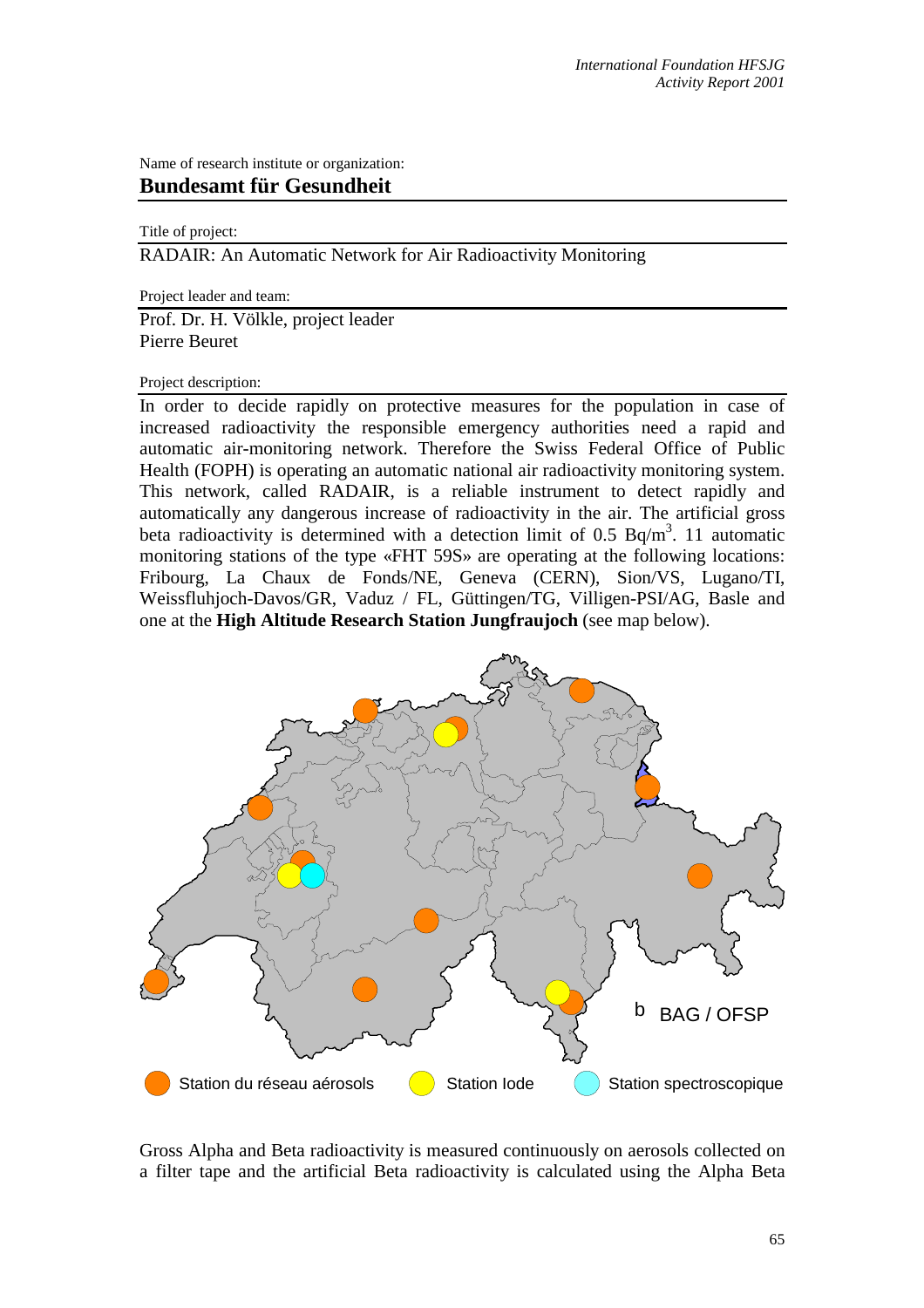Name of research institute or organization:

**Bundesamt für Gesundheit**

Title of project:

RADAIR: An Automatic Network for Air Radioactivity Monitoring

Project leader and team:

Prof. Dr. H. Völkle, project leader
Pierre Beuret

Project description:

In order to decide rapidly on protective measures for the population in case of increased radioactivity the responsible emergency authorities need a rapid and automatic air-monitoring network. Therefore the Swiss Federal Office of Public Health (FOPH) is operating an automatic national air radioactivity monitoring system. This network, called RADAIR, is a reliable instrument to detect rapidly and automatically any dangerous increase of radioactivity in the air. The artificial gross beta radioactivity is determined with a detection limit of 0.5 Bq/m$^3$. 11 automatic monitoring stations of the type «FHT 59S» are operating at the following locations: Fribourg, La Chaux de Fonds/NE, Geneva (CERN), Sion/VS, Lugano/TI, Weissfluhjoch-Davos/GR, Vaduz / FL, Güttingen/TG, Villigen-PSI/AG, Basle and one at the **High Altitude Research Station Jungfraujoch** (see map below).

b BAG / OFSP

Station du réseau aérosols   Station Iode   Station spectroscopique

Gross Alpha and Beta radioactivity is measured continuously on aerosols collected on a filter tape and the artificial Beta radioactivity is calculated using the Alpha Beta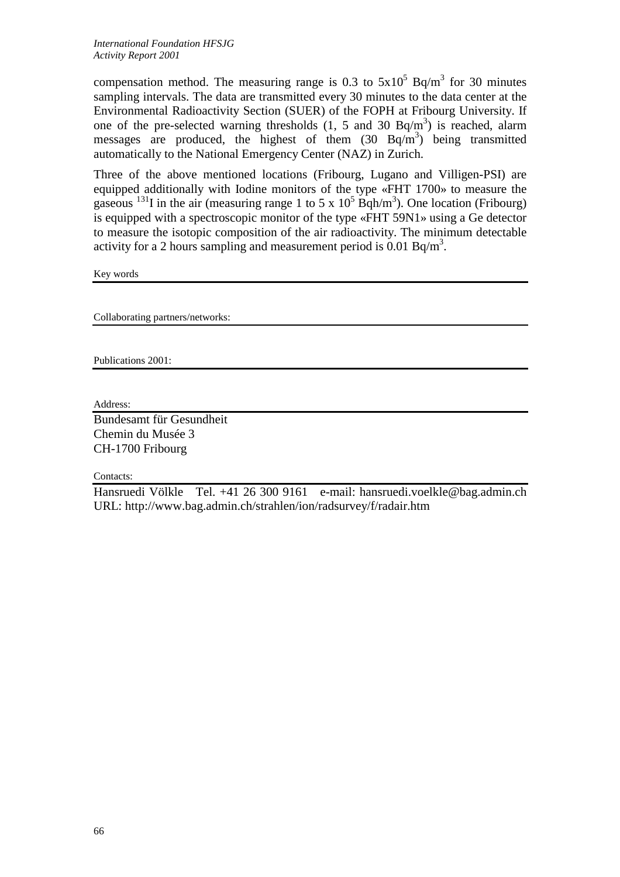compensation method. The measuring range is 0.3 to $5x10^5$ Bq/m$^3$ for 30 minutes sampling intervals. The data are transmitted every 30 minutes to the data center at the Environmental Radioactivity Section (SUER) of the FOPH at Fribourg University. If one of the pre-selected warning thresholds (1, 5 and 30 Bq/m$^3$) is reached, alarm messages are produced, the highest of them (30 Bq/m$^3$) being transmitted automatically to the National Emergency Center (NAZ) in Zurich.

Three of the above mentioned locations (Fribourg, Lugano and Villigen-PSI) are equipped additionally with Iodine monitors of the type «FHT 1700» to measure the gaseous $^{131}$I in the air (measuring range 1 to 5 x $10^5$ Bqh/m$^3$). One location (Fribourg) is equipped with a spectroscopic monitor of the type «FHT 59N1» using a Ge detector to measure the isotopic composition of the air radioactivity. The minimum detectable activity for a 2 hours sampling and measurement period is 0.01 Bq/m$^3$.

Key words

Collaborating partners/networks:

Publications 2001:

Address:

Bundesamt für Gesundheit
Chemin du Musée 3
CH-1700 Fribourg

Contacts:

Hansruedi Völkle Tel. +41 26 300 9161 e-mail: hansruedi.voelkle@bag.admin.ch
URL: http://www.bag.admin.ch/strahlen/ion/radsurvey/f/radair.htm